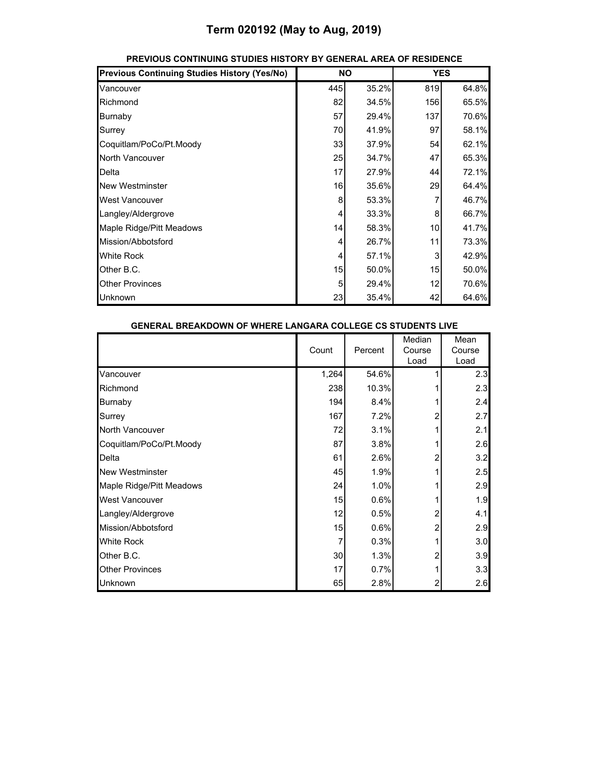# Term 020192 (May to Aug, 2019)

**PREVIOUS CONTINUING STUDIES HISTORY BY GENERAL AREA OF RESIDENCE**

| Previous Continuing Studies History (Yes/No) | NO | | YES | |
|---|---|---|---|---|
| Vancouver | 445 | 35.2% | 819 | 64.8% |
| Richmond | 82 | 34.5% | 156 | 65.5% |
| Burnaby | 57 | 29.4% | 137 | 70.6% |
| Surrey | 70 | 41.9% | 97 | 58.1% |
| Coquitlam/PoCo/Pt.Moody | 33 | 37.9% | 54 | 62.1% |
| North Vancouver | 25 | 34.7% | 47 | 65.3% |
| Delta | 17 | 27.9% | 44 | 72.1% |
| New Westminster | 16 | 35.6% | 29 | 64.4% |
| West Vancouver | 8 | 53.3% | 7 | 46.7% |
| Langley/Aldergrove | 4 | 33.3% | 8 | 66.7% |
| Maple Ridge/Pitt Meadows | 14 | 58.3% | 10 | 41.7% |
| Mission/Abbotsford | 4 | 26.7% | 11 | 73.3% |
| White Rock | 4 | 57.1% | 3 | 42.9% |
| Other B.C. | 15 | 50.0% | 15 | 50.0% |
| Other Provinces | 5 | 29.4% | 12 | 70.6% |
| Unknown | 23 | 35.4% | 42 | 64.6% |

**GENERAL BREAKDOWN OF WHERE LANGARA COLLEGE CS STUDENTS LIVE**

| | Count | Percent | Median Course Load | Mean Course Load |
|---|---|---|---|---|
| Vancouver | 1,264 | 54.6% | 1 | 2.3 |
| Richmond | 238 | 10.3% | 1 | 2.3 |
| Burnaby | 194 | 8.4% | 1 | 2.4 |
| Surrey | 167 | 7.2% | 2 | 2.7 |
| North Vancouver | 72 | 3.1% | 1 | 2.1 |
| Coquitlam/PoCo/Pt.Moody | 87 | 3.8% | 1 | 2.6 |
| Delta | 61 | 2.6% | 2 | 3.2 |
| New Westminster | 45 | 1.9% | 1 | 2.5 |
| Maple Ridge/Pitt Meadows | 24 | 1.0% | 1 | 2.9 |
| West Vancouver | 15 | 0.6% | 1 | 1.9 |
| Langley/Aldergrove | 12 | 0.5% | 2 | 4.1 |
| Mission/Abbotsford | 15 | 0.6% | 2 | 2.9 |
| White Rock | 7 | 0.3% | 1 | 3.0 |
| Other B.C. | 30 | 1.3% | 2 | 3.9 |
| Other Provinces | 17 | 0.7% | 1 | 3.3 |
| Unknown | 65 | 2.8% | 2 | 2.6 |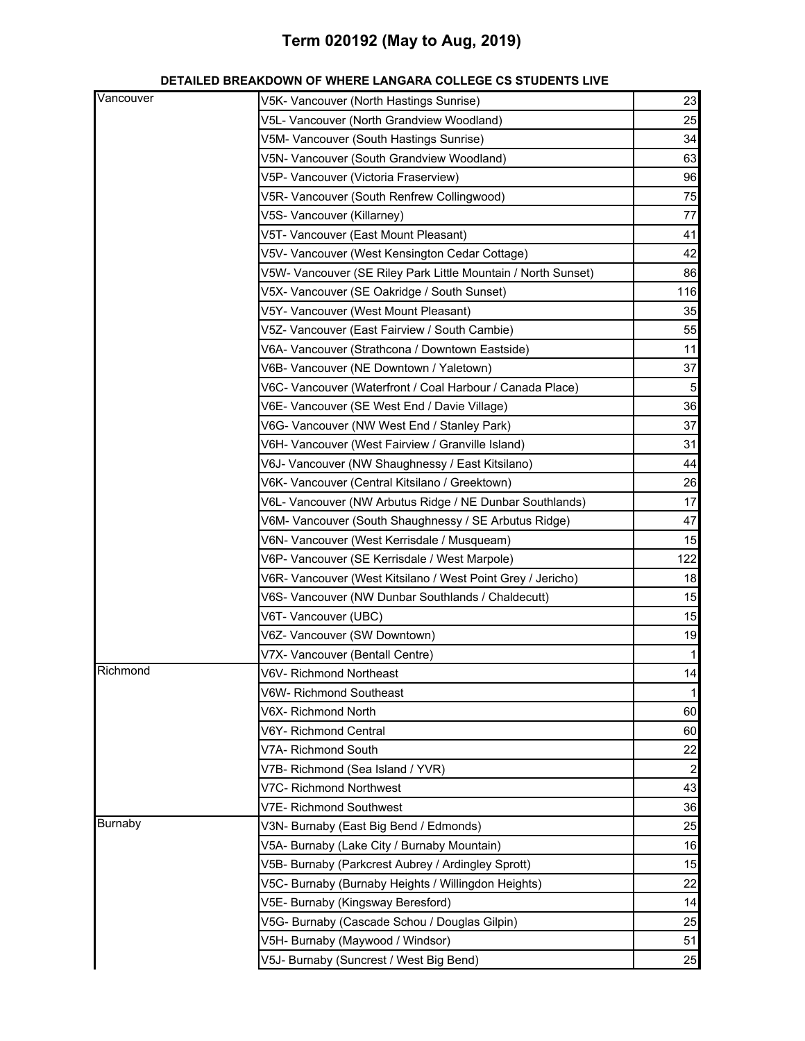# Term 020192 (May to Aug, 2019)

**DETAILED BREAKDOWN OF WHERE LANGARA COLLEGE CS STUDENTS LIVE**

| | | |
|---|---|---|
| Vancouver | V5K- Vancouver (North Hastings Sunrise) | 23 |
| | V5L- Vancouver (North Grandview Woodland) | 25 |
| | V5M- Vancouver (South Hastings Sunrise) | 34 |
| | V5N- Vancouver (South Grandview Woodland) | 63 |
| | V5P- Vancouver (Victoria Fraserview) | 96 |
| | V5R- Vancouver (South Renfrew Collingwood) | 75 |
| | V5S- Vancouver (Killarney) | 77 |
| | V5T- Vancouver (East Mount Pleasant) | 41 |
| | V5V- Vancouver (West Kensington Cedar Cottage) | 42 |
| | V5W- Vancouver (SE Riley Park Little Mountain / North Sunset) | 86 |
| | V5X- Vancouver (SE Oakridge / South Sunset) | 116 |
| | V5Y- Vancouver (West Mount Pleasant) | 35 |
| | V5Z- Vancouver (East Fairview / South Cambie) | 55 |
| | V6A- Vancouver (Strathcona / Downtown Eastside) | 11 |
| | V6B- Vancouver (NE Downtown / Yaletown) | 37 |
| | V6C- Vancouver (Waterfront / Coal Harbour / Canada Place) | 5 |
| | V6E- Vancouver (SE West End / Davie Village) | 36 |
| | V6G- Vancouver (NW West End / Stanley Park) | 37 |
| | V6H- Vancouver (West Fairview / Granville Island) | 31 |
| | V6J- Vancouver (NW Shaughnessy / East Kitsilano) | 44 |
| | V6K- Vancouver (Central Kitsilano / Greektown) | 26 |
| | V6L- Vancouver (NW Arbutus Ridge / NE Dunbar Southlands) | 17 |
| | V6M- Vancouver (South Shaughnessy / SE Arbutus Ridge) | 47 |
| | V6N- Vancouver (West Kerrisdale / Musqueam) | 15 |
| | V6P- Vancouver (SE Kerrisdale / West Marpole) | 122 |
| | V6R- Vancouver (West Kitsilano / West Point Grey / Jericho) | 18 |
| | V6S- Vancouver (NW Dunbar Southlands / Chaldecutt) | 15 |
| | V6T- Vancouver (UBC) | 15 |
| | V6Z- Vancouver (SW Downtown) | 19 |
| | V7X- Vancouver (Bentall Centre) | 1 |
| Richmond | V6V- Richmond Northeast | 14 |
| | V6W- Richmond Southeast | 1 |
| | V6X- Richmond North | 60 |
| | V6Y- Richmond Central | 60 |
| | V7A- Richmond South | 22 |
| | V7B- Richmond (Sea Island / YVR) | 2 |
| | V7C- Richmond Northwest | 43 |
| | V7E- Richmond Southwest | 36 |
| Burnaby | V3N- Burnaby (East Big Bend / Edmonds) | 25 |
| | V5A- Burnaby (Lake City / Burnaby Mountain) | 16 |
| | V5B- Burnaby (Parkcrest Aubrey / Ardingley Sprott) | 15 |
| | V5C- Burnaby (Burnaby Heights / Willingdon Heights) | 22 |
| | V5E- Burnaby (Kingsway Beresford) | 14 |
| | V5G- Burnaby (Cascade Schou / Douglas Gilpin) | 25 |
| | V5H- Burnaby (Maywood / Windsor) | 51 |
| | V5J- Burnaby (Suncrest / West Big Bend) | 25 |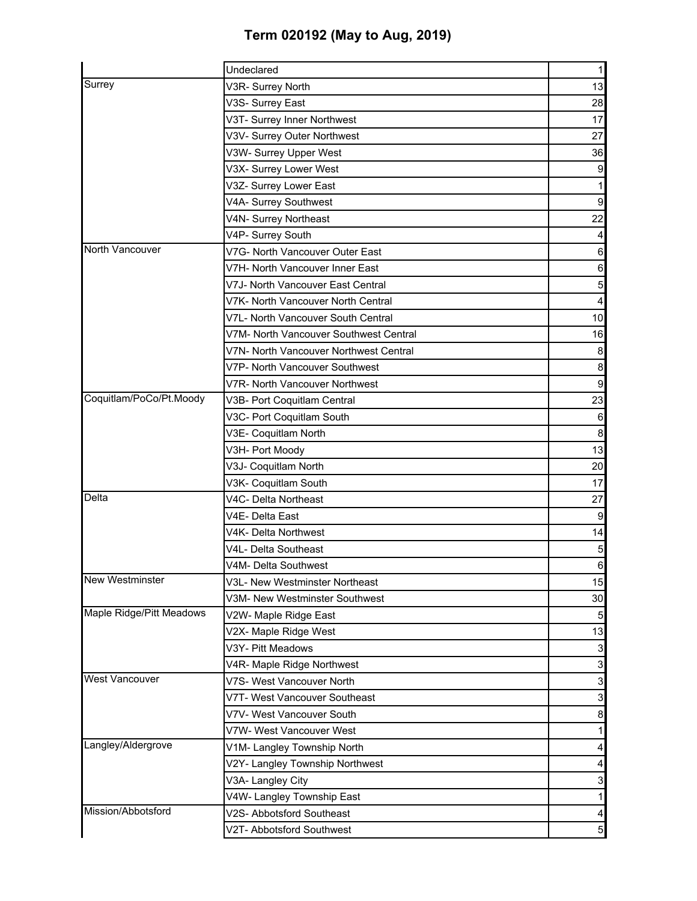# Term 020192 (May to Aug, 2019)

| | | |
|---|---|---|
| | Undeclared | 1 |
| Surrey | V3R- Surrey North | 13 |
| | V3S- Surrey East | 28 |
| | V3T- Surrey Inner Northwest | 17 |
| | V3V- Surrey Outer Northwest | 27 |
| | V3W- Surrey Upper West | 36 |
| | V3X- Surrey Lower West | 9 |
| | V3Z- Surrey Lower East | 1 |
| | V4A- Surrey Southwest | 9 |
| | V4N- Surrey Northeast | 22 |
| | V4P- Surrey South | 4 |
| North Vancouver | V7G- North Vancouver Outer East | 6 |
| | V7H- North Vancouver Inner East | 6 |
| | V7J- North Vancouver East Central | 5 |
| | V7K- North Vancouver North Central | 4 |
| | V7L- North Vancouver South Central | 10 |
| | V7M- North Vancouver Southwest Central | 16 |
| | V7N- North Vancouver Northwest Central | 8 |
| | V7P- North Vancouver Southwest | 8 |
| | V7R- North Vancouver Northwest | 9 |
| Coquitlam/PoCo/Pt.Moody | V3B- Port Coquitlam Central | 23 |
| | V3C- Port Coquitlam South | 6 |
| | V3E- Coquitlam North | 8 |
| | V3H- Port Moody | 13 |
| | V3J- Coquitlam North | 20 |
| | V3K- Coquitlam South | 17 |
| Delta | V4C- Delta Northeast | 27 |
| | V4E- Delta East | 9 |
| | V4K- Delta Northwest | 14 |
| | V4L- Delta Southeast | 5 |
| | V4M- Delta Southwest | 6 |
| New Westminster | V3L- New Westminster Northeast | 15 |
| | V3M- New Westminster Southwest | 30 |
| Maple Ridge/Pitt Meadows | V2W- Maple Ridge East | 5 |
| | V2X- Maple Ridge West | 13 |
| | V3Y- Pitt Meadows | 3 |
| | V4R- Maple Ridge Northwest | 3 |
| West Vancouver | V7S- West Vancouver North | 3 |
| | V7T- West Vancouver Southeast | 3 |
| | V7V- West Vancouver South | 8 |
| | V7W- West Vancouver West | 1 |
| Langley/Aldergrove | V1M- Langley Township North | 4 |
| | V2Y- Langley Township Northwest | 4 |
| | V3A- Langley City | 3 |
| | V4W- Langley Township East | 1 |
| Mission/Abbotsford | V2S- Abbotsford Southeast | 4 |
| | V2T- Abbotsford Southwest | 5 |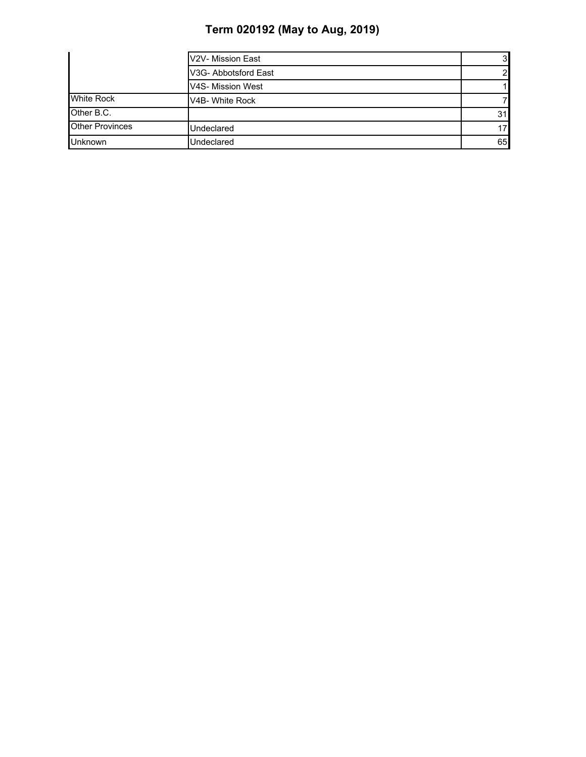# Term 020192 (May to Aug, 2019)

| | | |
|---|---|---|
| | V2V- Mission East | 3 |
| | V3G- Abbotsford East | 2 |
| | V4S- Mission West | 1 |
| White Rock | V4B- White Rock | 7 |
| Other B.C. | | 31 |
| Other Provinces | Undeclared | 17 |
| Unknown | Undeclared | 65 |